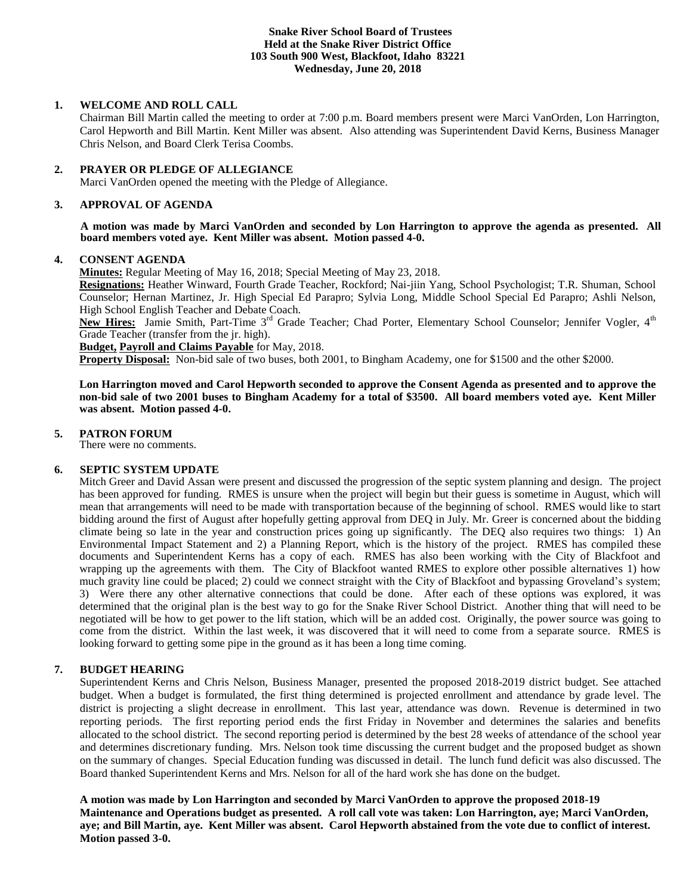**Snake River School Board of Trustees**
**Held at the Snake River District Office**
**103 South 900 West, Blackfoot, Idaho 83221**
**Wednesday, June 20, 2018**

## 1. WELCOME AND ROLL CALL

Chairman Bill Martin called the meeting to order at 7:00 p.m. Board members present were Marci VanOrden, Lon Harrington, Carol Hepworth and Bill Martin. Kent Miller was absent. Also attending was Superintendent David Kerns, Business Manager Chris Nelson, and Board Clerk Terisa Coombs.

## 2. PRAYER OR PLEDGE OF ALLEGIANCE

Marci VanOrden opened the meeting with the Pledge of Allegiance.

## 3. APPROVAL OF AGENDA

**A motion was made by Marci VanOrden and seconded by Lon Harrington to approve the agenda as presented. All board members voted aye. Kent Miller was absent. Motion passed 4-0.**

## 4. CONSENT AGENDA

**Minutes:** Regular Meeting of May 16, 2018; Special Meeting of May 23, 2018.

**Resignations:** Heather Winward, Fourth Grade Teacher, Rockford; Nai-jiin Yang, School Psychologist; T.R. Shuman, School Counselor; Hernan Martinez, Jr. High Special Ed Parapro; Sylvia Long, Middle School Special Ed Parapro; Ashli Nelson, High School English Teacher and Debate Coach.

**New Hires:** Jamie Smith, Part-Time 3rd Grade Teacher; Chad Porter, Elementary School Counselor; Jennifer Vogler, 4th Grade Teacher (transfer from the jr. high).

**Budget, Payroll and Claims Payable** for May, 2018.

**Property Disposal:** Non-bid sale of two buses, both 2001, to Bingham Academy, one for $1500 and the other $2000.

**Lon Harrington moved and Carol Hepworth seconded to approve the Consent Agenda as presented and to approve the non-bid sale of two 2001 buses to Bingham Academy for a total of $3500. All board members voted aye. Kent Miller was absent. Motion passed 4-0.**

## 5. PATRON FORUM

There were no comments.

## 6. SEPTIC SYSTEM UPDATE

Mitch Greer and David Assan were present and discussed the progression of the septic system planning and design. The project has been approved for funding. RMES is unsure when the project will begin but their guess is sometime in August, which will mean that arrangements will need to be made with transportation because of the beginning of school. RMES would like to start bidding around the first of August after hopefully getting approval from DEQ in July. Mr. Greer is concerned about the bidding climate being so late in the year and construction prices going up significantly. The DEQ also requires two things: 1) An Environmental Impact Statement and 2) a Planning Report, which is the history of the project. RMES has compiled these documents and Superintendent Kerns has a copy of each. RMES has also been working with the City of Blackfoot and wrapping up the agreements with them. The City of Blackfoot wanted RMES to explore other possible alternatives 1) how much gravity line could be placed; 2) could we connect straight with the City of Blackfoot and bypassing Groveland's system; 3) Were there any other alternative connections that could be done. After each of these options was explored, it was determined that the original plan is the best way to go for the Snake River School District. Another thing that will need to be negotiated will be how to get power to the lift station, which will be an added cost. Originally, the power source was going to come from the district. Within the last week, it was discovered that it will need to come from a separate source. RMES is looking forward to getting some pipe in the ground as it has been a long time coming.

## 7. BUDGET HEARING

Superintendent Kerns and Chris Nelson, Business Manager, presented the proposed 2018-2019 district budget. See attached budget. When a budget is formulated, the first thing determined is projected enrollment and attendance by grade level. The district is projecting a slight decrease in enrollment. This last year, attendance was down. Revenue is determined in two reporting periods. The first reporting period ends the first Friday in November and determines the salaries and benefits allocated to the school district. The second reporting period is determined by the best 28 weeks of attendance of the school year and determines discretionary funding. Mrs. Nelson took time discussing the current budget and the proposed budget as shown on the summary of changes. Special Education funding was discussed in detail. The lunch fund deficit was also discussed. The Board thanked Superintendent Kerns and Mrs. Nelson for all of the hard work she has done on the budget.

**A motion was made by Lon Harrington and seconded by Marci VanOrden to approve the proposed 2018-19 Maintenance and Operations budget as presented. A roll call vote was taken: Lon Harrington, aye; Marci VanOrden, aye; and Bill Martin, aye. Kent Miller was absent. Carol Hepworth abstained from the vote due to conflict of interest. Motion passed 3-0.**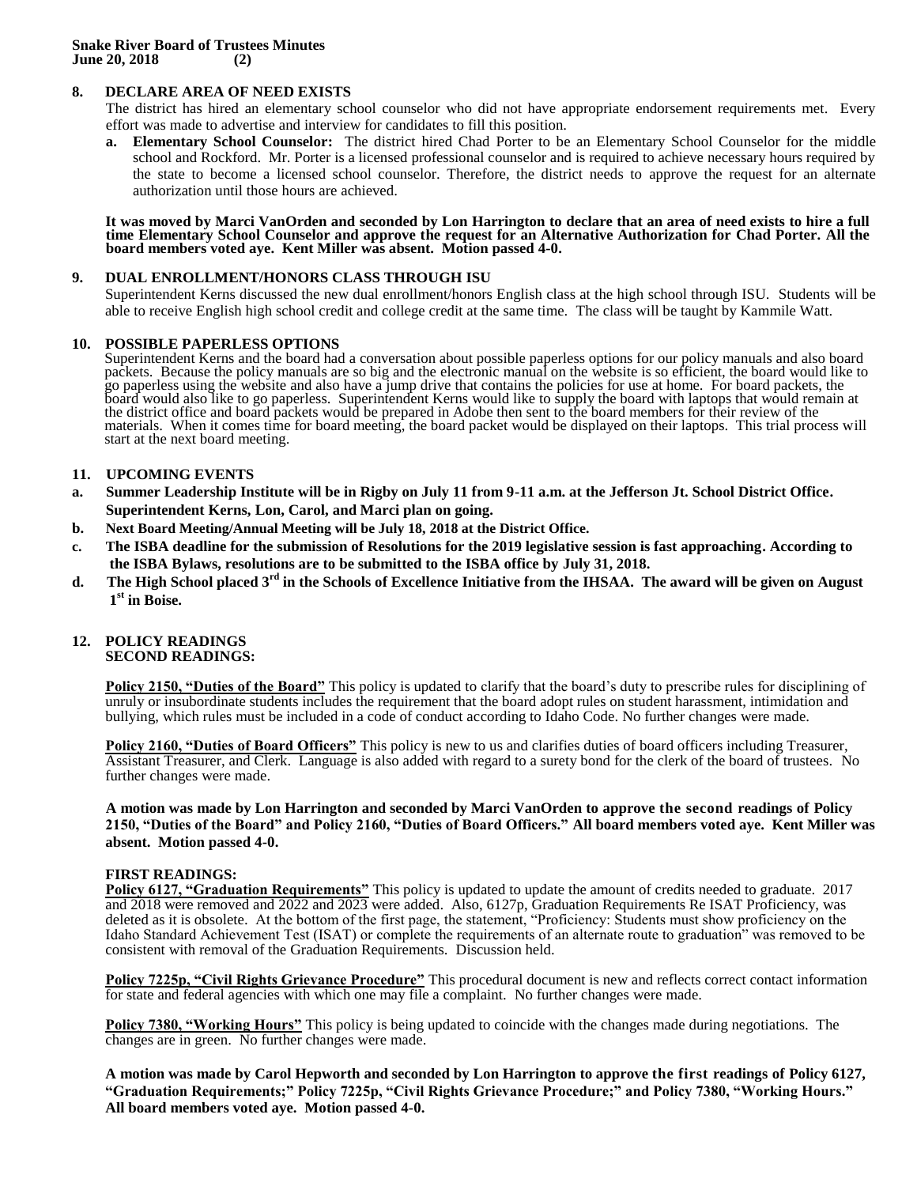## 8. DECLARE AREA OF NEED EXISTS

The district has hired an elementary school counselor who did not have appropriate endorsement requirements met. Every effort was made to advertise and interview for candidates to fill this position.

a. **Elementary School Counselor:** The district hired Chad Porter to be an Elementary School Counselor for the middle school and Rockford. Mr. Porter is a licensed professional counselor and is required to achieve necessary hours required by the state to become a licensed school counselor. Therefore, the district needs to approve the request for an alternate authorization until those hours are achieved.

**It was moved by Marci VanOrden and seconded by Lon Harrington to declare that an area of need exists to hire a full time Elementary School Counselor and approve the request for an Alternative Authorization for Chad Porter. All the board members voted aye. Kent Miller was absent. Motion passed 4-0.**

## 9. DUAL ENROLLMENT/HONORS CLASS THROUGH ISU

Superintendent Kerns discussed the new dual enrollment/honors English class at the high school through ISU. Students will be able to receive English high school credit and college credit at the same time. The class will be taught by Kammile Watt.

## 10. POSSIBLE PAPERLESS OPTIONS

Superintendent Kerns and the board had a conversation about possible paperless options for our policy manuals and also board packets. Because the policy manuals are so big and the electronic manual on the website is so efficient, the board would like to go paperless using the website and also have a jump drive that contains the policies for use at home. For board packets, the board would also like to go paperless. Superintendent Kerns would like to supply the board with laptops that would remain at the district office and board packets would be prepared in Adobe then sent to the board members for their review of the materials. When it comes time for board meeting, the board packet would be displayed on their laptops. This trial process will start at the next board meeting.

## 11. UPCOMING EVENTS

a. **Summer Leadership Institute will be in Rigby on July 11 from 9-11 a.m. at the Jefferson Jt. School District Office. Superintendent Kerns, Lon, Carol, and Marci plan on going.**

b. **Next Board Meeting/Annual Meeting will be July 18, 2018 at the District Office.**

c. **The ISBA deadline for the submission of Resolutions for the 2019 legislative session is fast approaching. According to the ISBA Bylaws, resolutions are to be submitted to the ISBA office by July 31, 2018.**

d. **The High School placed 3rd in the Schools of Excellence Initiative from the IHSAA. The award will be given on August 1st in Boise.**

## 12. POLICY READINGS

### SECOND READINGS:

**Policy 2150, "Duties of the Board"** This policy is updated to clarify that the board's duty to prescribe rules for disciplining of unruly or insubordinate students includes the requirement that the board adopt rules on student harassment, intimidation and bullying, which rules must be included in a code of conduct according to Idaho Code. No further changes were made.

**Policy 2160, "Duties of Board Officers"** This policy is new to us and clarifies duties of board officers including Treasurer, Assistant Treasurer, and Clerk. Language is also added with regard to a surety bond for the clerk of the board of trustees. No further changes were made.

**A motion was made by Lon Harrington and seconded by Marci VanOrden to approve the second readings of Policy 2150, "Duties of the Board" and Policy 2160, "Duties of Board Officers." All board members voted aye. Kent Miller was absent. Motion passed 4-0.**

### FIRST READINGS:

**Policy 6127, "Graduation Requirements"** This policy is updated to update the amount of credits needed to graduate. 2017 and 2018 were removed and 2022 and 2023 were added. Also, 6127p, Graduation Requirements Re ISAT Proficiency, was deleted as it is obsolete. At the bottom of the first page, the statement, "Proficiency: Students must show proficiency on the Idaho Standard Achievement Test (ISAT) or complete the requirements of an alternate route to graduation" was removed to be consistent with removal of the Graduation Requirements. Discussion held.

**Policy 7225p, "Civil Rights Grievance Procedure"** This procedural document is new and reflects correct contact information for state and federal agencies with which one may file a complaint. No further changes were made.

**Policy 7380, "Working Hours"** This policy is being updated to coincide with the changes made during negotiations. The changes are in green. No further changes were made.

**A motion was made by Carol Hepworth and seconded by Lon Harrington to approve the first readings of Policy 6127, "Graduation Requirements;" Policy 7225p, "Civil Rights Grievance Procedure;" and Policy 7380, "Working Hours." All board members voted aye. Motion passed 4-0.**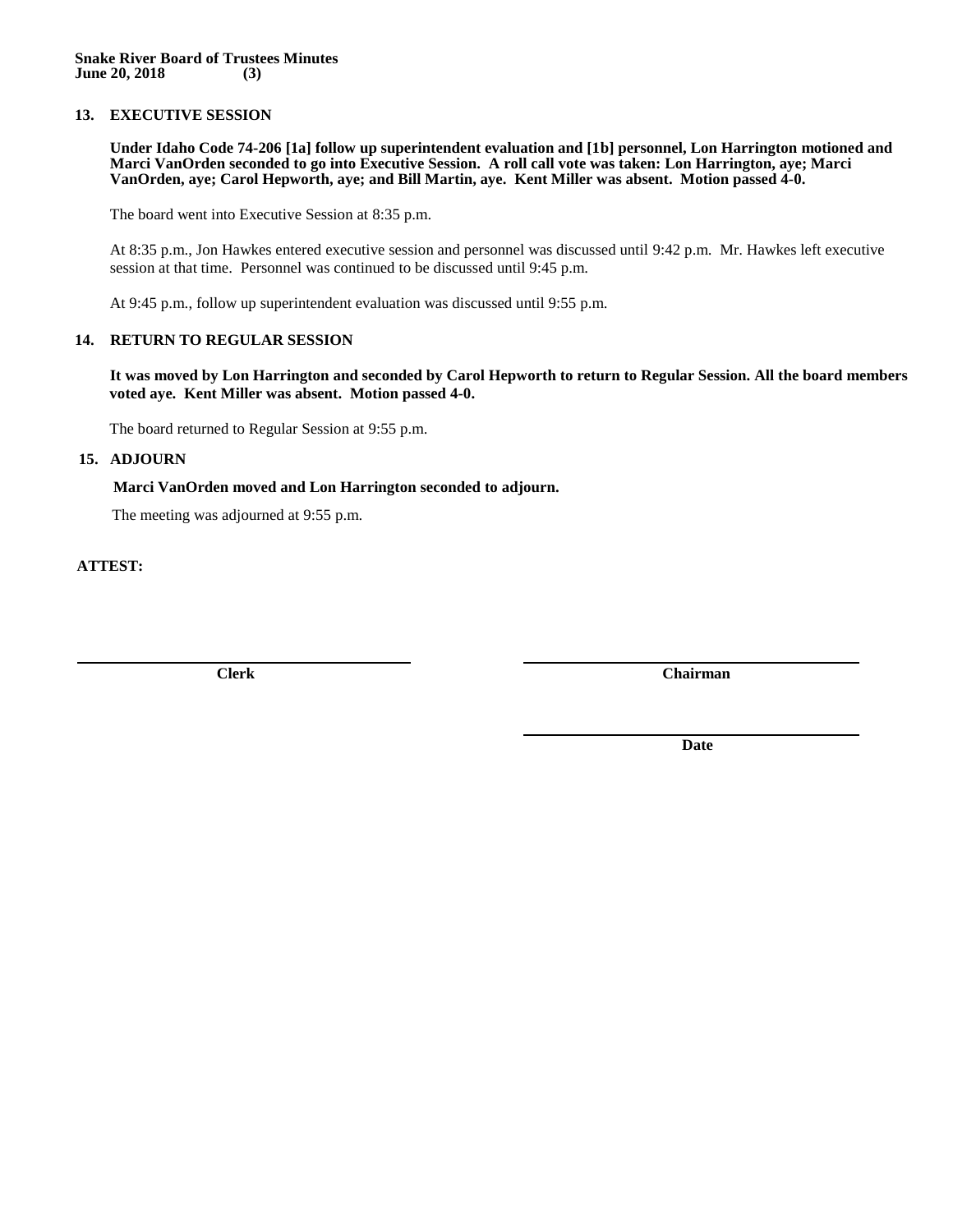## 13. EXECUTIVE SESSION

**Under Idaho Code 74-206 [1a] follow up superintendent evaluation and [1b] personnel, Lon Harrington motioned and Marci VanOrden seconded to go into Executive Session. A roll call vote was taken: Lon Harrington, aye; Marci VanOrden, aye; Carol Hepworth, aye; and Bill Martin, aye. Kent Miller was absent. Motion passed 4-0.**

The board went into Executive Session at 8:35 p.m.

At 8:35 p.m., Jon Hawkes entered executive session and personnel was discussed until 9:42 p.m. Mr. Hawkes left executive session at that time. Personnel was continued to be discussed until 9:45 p.m.

At 9:45 p.m., follow up superintendent evaluation was discussed until 9:55 p.m.

## 14. RETURN TO REGULAR SESSION

**It was moved by Lon Harrington and seconded by Carol Hepworth to return to Regular Session. All the board members voted aye. Kent Miller was absent. Motion passed 4-0.**

The board returned to Regular Session at 9:55 p.m.

## 15. ADJOURN

**Marci VanOrden moved and Lon Harrington seconded to adjourn.**

The meeting was adjourned at 9:55 p.m.

**ATTEST:**

\_\_\_\_\_\_\_\_\_\_\_\_\_\_\_\_\_\_\_\_\_\_\_\_\_\_\_\_\_\_
**Clerk**

\_\_\_\_\_\_\_\_\_\_\_\_\_\_\_\_\_\_\_\_\_\_\_\_\_\_\_\_\_\_
**Chairman**

\_\_\_\_\_\_\_\_\_\_\_\_\_\_\_\_\_\_\_\_\_\_\_\_\_\_\_\_\_\_
**Date**